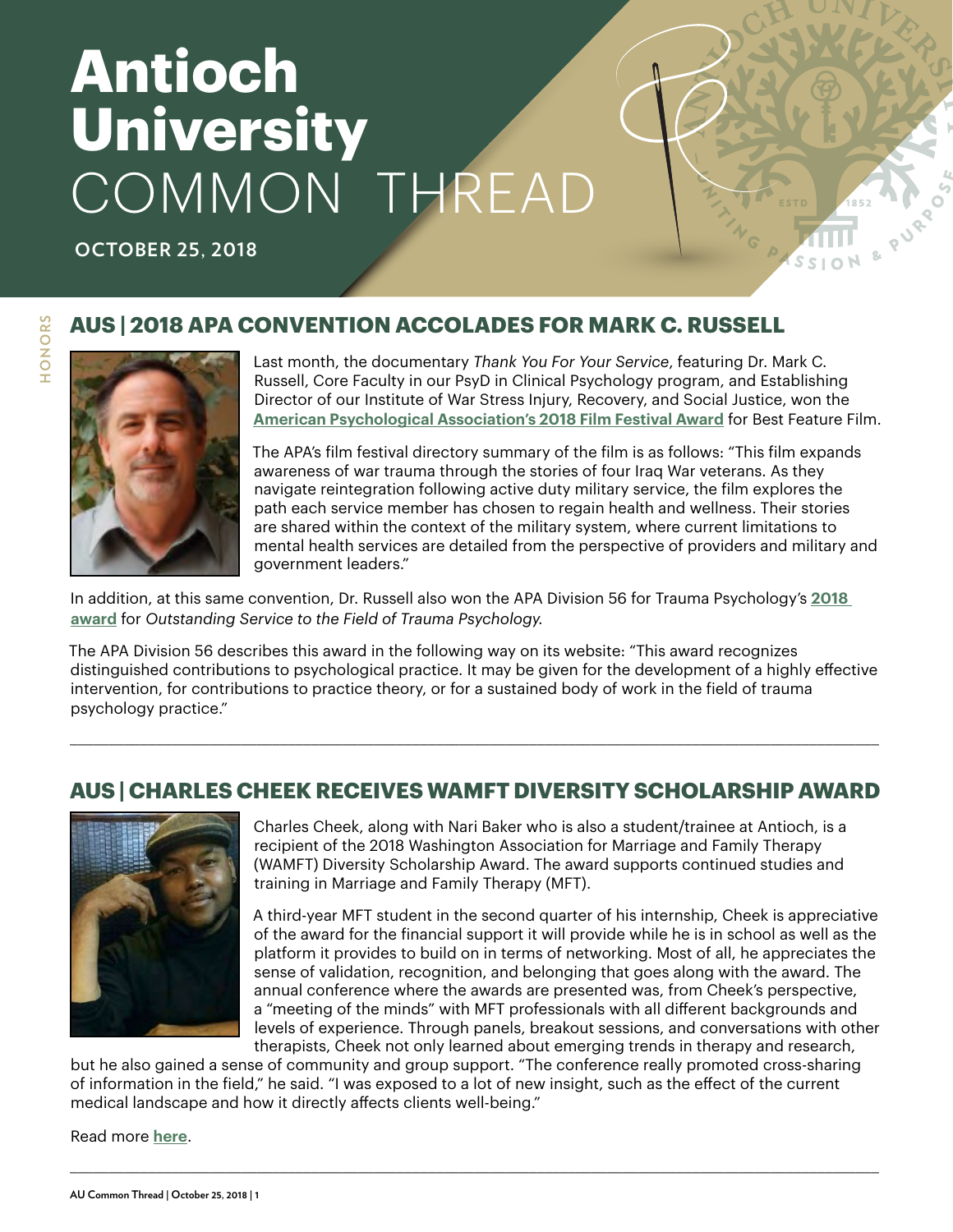# Antioch University COMMON THREAD

**OCTOBER 25, 2018**

HONORS

## AUS | 2018 APA CONVENTION ACCOLADES FOR MARK C. RUSSELL

Last month, the documentary *Thank You For Your Service*, featuring Dr. Mark C. Russell, Core Faculty in our PsyD in Clinical Psychology program, and Establishing Director of our Institute of War Stress Injury, Recovery, and Social Justice, won the **American Psychological Association's 2018 Film Festival Award** for Best Feature Film.

The APA's film festival directory summary of the film is as follows: "This film expands awareness of war trauma through the stories of four Iraq War veterans. As they navigate reintegration following active duty military service, the film explores the path each service member has chosen to regain health and wellness. Their stories are shared within the context of the military system, where current limitations to mental health services are detailed from the perspective of providers and military and government leaders."

In addition, at this same convention, Dr. Russell also won the APA Division 56 for Trauma Psychology's **2018 award** for *Outstanding Service to the Field of Trauma Psychology.*

The APA Division 56 describes this award in the following way on its website: "This award recognizes distinguished contributions to psychological practice. It may be given for the development of a highly effective intervention, for contributions to practice theory, or for a sustained body of work in the field of trauma psychology practice."

---

## AUS | CHARLES CHEEK RECEIVES WAMFT DIVERSITY SCHOLARSHIP AWARD

Charles Cheek, along with Nari Baker who is also a student/trainee at Antioch, is a recipient of the 2018 Washington Association for Marriage and Family Therapy (WAMFT) Diversity Scholarship Award. The award supports continued studies and training in Marriage and Family Therapy (MFT).

A third-year MFT student in the second quarter of his internship, Cheek is appreciative of the award for the financial support it will provide while he is in school as well as the platform it provides to build on in terms of networking. Most of all, he appreciates the sense of validation, recognition, and belonging that goes along with the award. The annual conference where the awards are presented was, from Cheek's perspective, a "meeting of the minds" with MFT professionals with all different backgrounds and levels of experience. Through panels, breakout sessions, and conversations with other therapists, Cheek not only learned about emerging trends in therapy and research, but he also gained a sense of community and group support. "The conference really promoted cross-sharing of information in the field," he said. "I was exposed to a lot of new insight, such as the effect of the current medical landscape and how it directly affects clients well-being."

Read more **here**.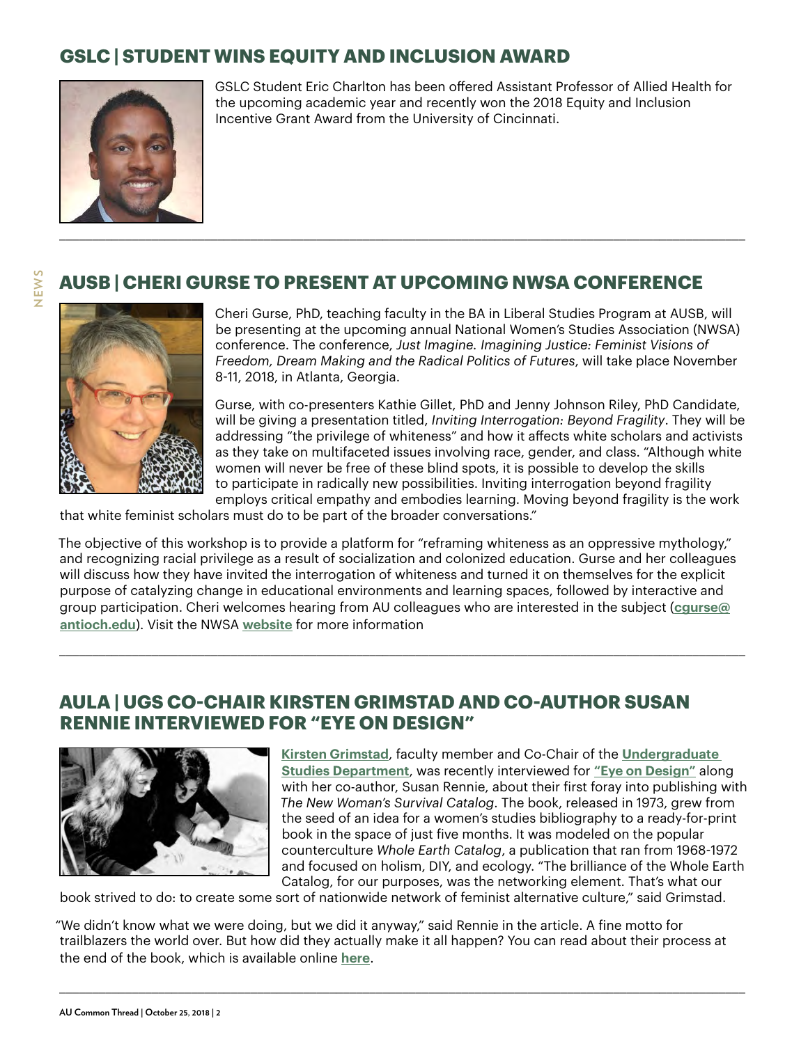## GSLC | STUDENT WINS EQUITY AND INCLUSION AWARD

GSLC Student Eric Charlton has been offered Assistant Professor of Allied Health for the upcoming academic year and recently won the 2018 Equity and Inclusion Incentive Grant Award from the University of Cincinnati.

---

## AUSB | CHERI GURSE TO PRESENT AT UPCOMING NWSA CONFERENCE

Cheri Gurse, PhD, teaching faculty in the BA in Liberal Studies Program at AUSB, will be presenting at the upcoming annual National Women's Studies Association (NWSA) conference. The conference, *Just Imagine. Imagining Justice: Feminist Visions of Freedom, Dream Making and the Radical Politics of Futures*, will take place November 8-11, 2018, in Atlanta, Georgia.

Gurse, with co-presenters Kathie Gillet, PhD and Jenny Johnson Riley, PhD Candidate, will be giving a presentation titled, *Inviting Interrogation: Beyond Fragility*. They will be addressing "the privilege of whiteness" and how it affects white scholars and activists as they take on multifaceted issues involving race, gender, and class. "Although white women will never be free of these blind spots, it is possible to develop the skills to participate in radically new possibilities. Inviting interrogation beyond fragility employs critical empathy and embodies learning. Moving beyond fragility is the work that white feminist scholars must do to be part of the broader conversations."

The objective of this workshop is to provide a platform for "reframing whiteness as an oppressive mythology," and recognizing racial privilege as a result of socialization and colonized education. Gurse and her colleagues will discuss how they have invited the interrogation of whiteness and turned it on themselves for the explicit purpose of catalyzing change in educational environments and learning spaces, followed by interactive and group participation. Cheri welcomes hearing from AU colleagues who are interested in the subject (**cgurse@antioch.edu**). Visit the NWSA **website** for more information

---

## AULA | UGS CO-CHAIR KIRSTEN GRIMSTAD AND CO-AUTHOR SUSAN RENNIE INTERVIEWED FOR "EYE ON DESIGN"

**Kirsten Grimstad**, faculty member and Co-Chair of the **Undergraduate Studies Department**, was recently interviewed for **"Eye on Design"** along with her co-author, Susan Rennie, about their first foray into publishing with *The New Woman's Survival Catalog*. The book, released in 1973, grew from the seed of an idea for a women's studies bibliography to a ready-for-print book in the space of just five months. It was modeled on the popular counterculture *Whole Earth Catalog*, a publication that ran from 1968-1972 and focused on holism, DIY, and ecology. "The brilliance of the Whole Earth Catalog, for our purposes, was the networking element. That's what our book strived to do: to create some sort of nationwide network of feminist alternative culture," said Grimstad.

"We didn't know what we were doing, but we did it anyway," said Rennie in the article. A fine motto for trailblazers the world over. But how did they actually make it all happen? You can read about their process at the end of the book, which is available online **here**.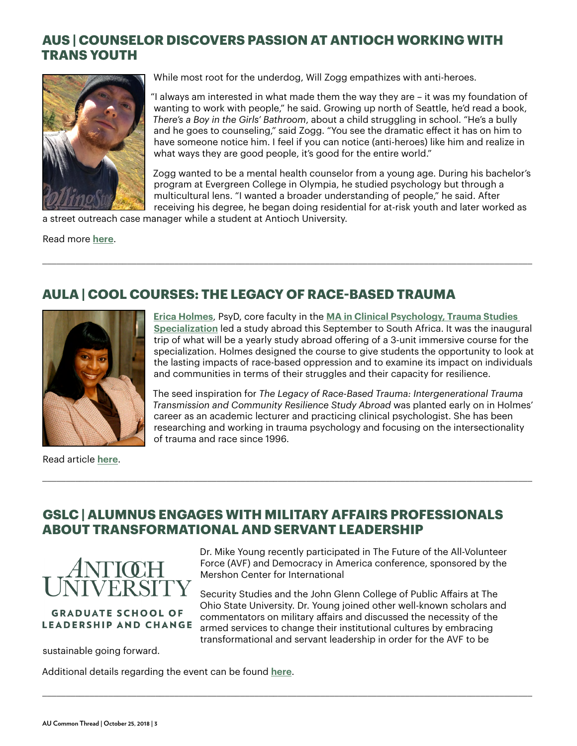## AUS | COUNSELOR DISCOVERS PASSION AT ANTIOCH WORKING WITH TRANS YOUTH

While most root for the underdog, Will Zogg empathizes with anti-heroes.

"I always am interested in what made them the way they are – it was my foundation of wanting to work with people," he said. Growing up north of Seattle, he'd read a book, *There's a Boy in the Girls' Bathroom*, about a child struggling in school. "He's a bully and he goes to counseling," said Zogg. "You see the dramatic effect it has on him to have someone notice him. I feel if you can notice (anti-heroes) like him and realize in what ways they are good people, it's good for the entire world."

Zogg wanted to be a mental health counselor from a young age. During his bachelor's program at Evergreen College in Olympia, he studied psychology but through a multicultural lens. "I wanted a broader understanding of people," he said. After receiving his degree, he began doing residential for at-risk youth and later worked as a street outreach case manager while a student at Antioch University.

Read more **here**.

---

## AULA | COOL COURSES: THE LEGACY OF RACE-BASED TRAUMA

**Erica Holmes**, PsyD, core faculty in the **MA in Clinical Psychology, Trauma Studies Specialization** led a study abroad this September to South Africa. It was the inaugural trip of what will be a yearly study abroad offering of a 3-unit immersive course for the specialization. Holmes designed the course to give students the opportunity to look at the lasting impacts of race-based oppression and to examine its impact on individuals and communities in terms of their struggles and their capacity for resilience.

The seed inspiration for *The Legacy of Race-Based Trauma: Intergenerational Trauma Transmission and Community Resilience Study Abroad* was planted early on in Holmes' career as an academic lecturer and practicing clinical psychologist. She has been researching and working in trauma psychology and focusing on the intersectionality of trauma and race since 1996.

Read article **here**.

---

## GSLC | ALUMNUS ENGAGES WITH MILITARY AFFAIRS PROFESSIONALS ABOUT TRANSFORMATIONAL AND SERVANT LEADERSHIP

ANTIOCH UNIVERSITY

GRADUATE SCHOOL OF LEADERSHIP AND CHANGE

Dr. Mike Young recently participated in The Future of the All-Volunteer Force (AVF) and Democracy in America conference, sponsored by the Mershon Center for International

Security Studies and the John Glenn College of Public Affairs at The Ohio State University. Dr. Young joined other well-known scholars and commentators on military affairs and discussed the necessity of the armed services to change their institutional cultures by embracing transformational and servant leadership in order for the AVF to be sustainable going forward.

Additional details regarding the event can be found **here**.

---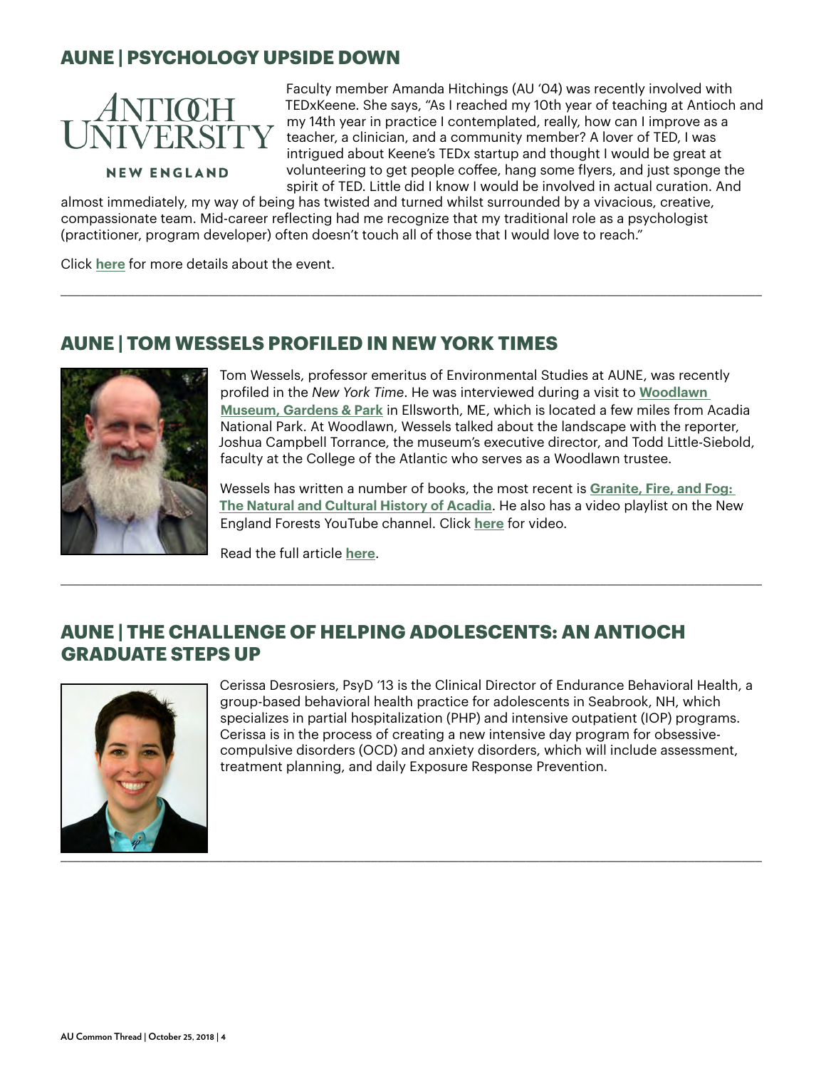## AUNE | PSYCHOLOGY UPSIDE DOWN

Faculty member Amanda Hitchings (AU '04) was recently involved with TEDxKeene. She says, "As I reached my 10th year of teaching at Antioch and my 14th year in practice I contemplated, really, how can I improve as a teacher, a clinician, and a community member? A lover of TED, I was intrigued about Keene's TEDx startup and thought I would be great at volunteering to get people coffee, hang some flyers, and just sponge the spirit of TED. Little did I know I would be involved in actual curation. And almost immediately, my way of being has twisted and turned whilst surrounded by a vivacious, creative, compassionate team. Mid-career reflecting had me recognize that my traditional role as a psychologist (practitioner, program developer) often doesn't touch all of those that I would love to reach."

Click **here** for more details about the event.

---

## AUNE | TOM WESSELS PROFILED IN NEW YORK TIMES

Tom Wessels, professor emeritus of Environmental Studies at AUNE, was recently profiled in the *New York Time*. He was interviewed during a visit to **Woodlawn Museum, Gardens & Park** in Ellsworth, ME, which is located a few miles from Acadia National Park. At Woodlawn, Wessels talked about the landscape with the reporter, Joshua Campbell Torrance, the museum's executive director, and Todd Little-Siebold, faculty at the College of the Atlantic who serves as a Woodlawn trustee.

Wessels has written a number of books, the most recent is **Granite, Fire, and Fog: The Natural and Cultural History of Acadia**. He also has a video playlist on the New England Forests YouTube channel. Click **here** for video.

Read the full article **here**.

---

## AUNE | THE CHALLENGE OF HELPING ADOLESCENTS: AN ANTIOCH GRADUATE STEPS UP

Cerissa Desrosiers, PsyD '13 is the Clinical Director of Endurance Behavioral Health, a group-based behavioral health practice for adolescents in Seabrook, NH, which specializes in partial hospitalization (PHP) and intensive outpatient (IOP) programs. Cerissa is in the process of creating a new intensive day program for obsessive-compulsive disorders (OCD) and anxiety disorders, which will include assessment, treatment planning, and daily Exposure Response Prevention.

---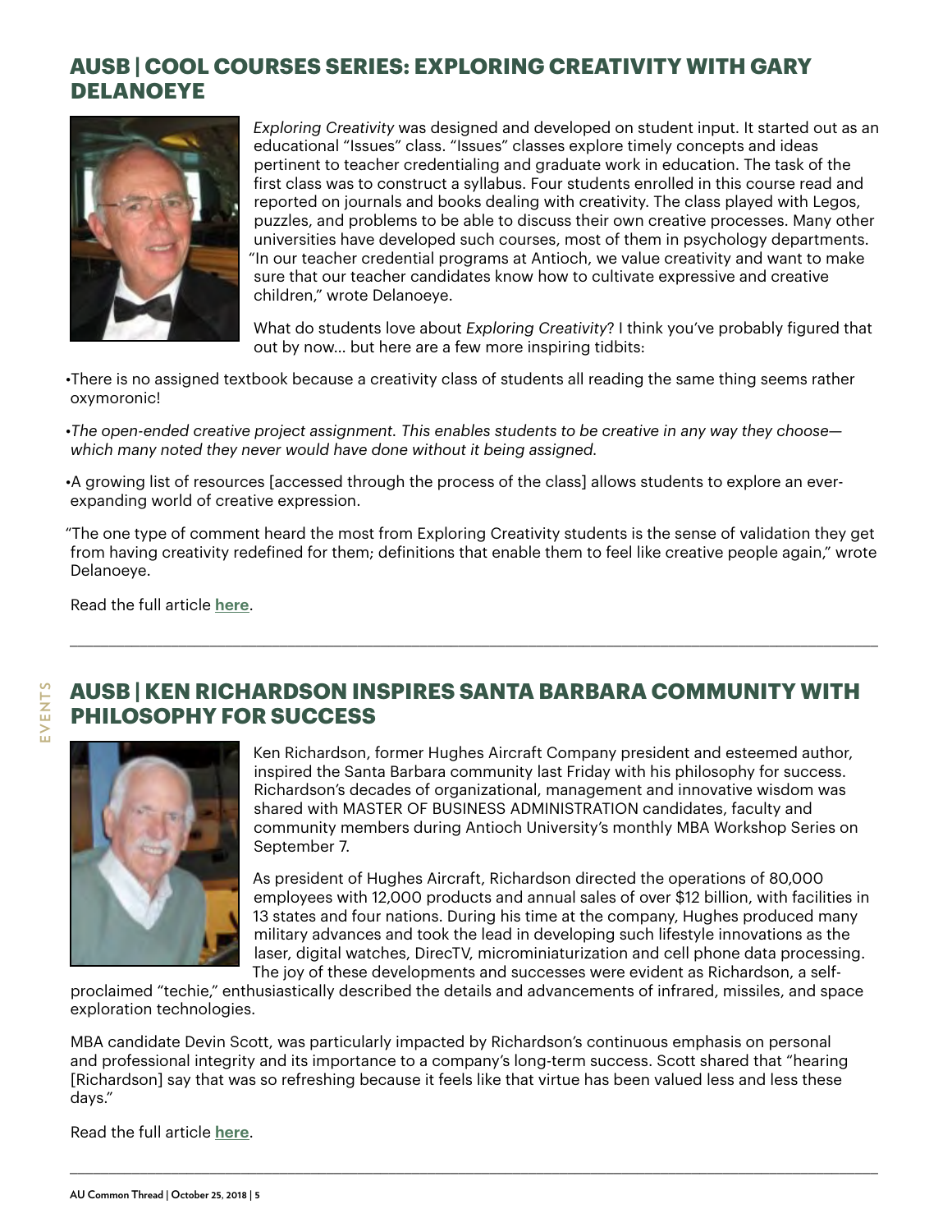## AUSB | COOL COURSES SERIES: EXPLORING CREATIVITY WITH GARY DELANOEYE

*Exploring Creativity* was designed and developed on student input. It started out as an educational "Issues" class. "Issues" classes explore timely concepts and ideas pertinent to teacher credentialing and graduate work in education. The task of the first class was to construct a syllabus. Four students enrolled in this course read and reported on journals and books dealing with creativity. The class played with Legos, puzzles, and problems to be able to discuss their own creative processes. Many other universities have developed such courses, most of them in psychology departments. "In our teacher credential programs at Antioch, we value creativity and want to make sure that our teacher candidates know how to cultivate expressive and creative children," wrote Delanoeye.

What do students love about *Exploring Creativity*? I think you've probably figured that out by now... but here are a few more inspiring tidbits:

- There is no assigned textbook because a creativity class of students all reading the same thing seems rather oxymoronic!
- *The open-ended creative project assignment. This enables students to be creative in any way they choose—which many noted they never would have done without it being assigned.*
- A growing list of resources [accessed through the process of the class] allows students to explore an ever-expanding world of creative expression.

"The one type of comment heard the most from Exploring Creativity students is the sense of validation they get from having creativity redefined for them; definitions that enable them to feel like creative people again," wrote Delanoeye.

Read the full article **here**.

---

## AUSB | KEN RICHARDSON INSPIRES SANTA BARBARA COMMUNITY WITH PHILOSOPHY FOR SUCCESS

Ken Richardson, former Hughes Aircraft Company president and esteemed author, inspired the Santa Barbara community last Friday with his philosophy for success. Richardson's decades of organizational, management and innovative wisdom was shared with MASTER OF BUSINESS ADMINISTRATION candidates, faculty and community members during Antioch University's monthly MBA Workshop Series on September 7.

As president of Hughes Aircraft, Richardson directed the operations of 80,000 employees with 12,000 products and annual sales of over $12 billion, with facilities in 13 states and four nations. During his time at the company, Hughes produced many military advances and took the lead in developing such lifestyle innovations as the laser, digital watches, DirecTV, microminiaturization and cell phone data processing. The joy of these developments and successes were evident as Richardson, a self-proclaimed "techie," enthusiastically described the details and advancements of infrared, missiles, and space exploration technologies.

MBA candidate Devin Scott, was particularly impacted by Richardson's continuous emphasis on personal and professional integrity and its importance to a company's long-term success. Scott shared that "hearing [Richardson] say that was so refreshing because it feels like that virtue has been valued less and less these days."

Read the full article **here**.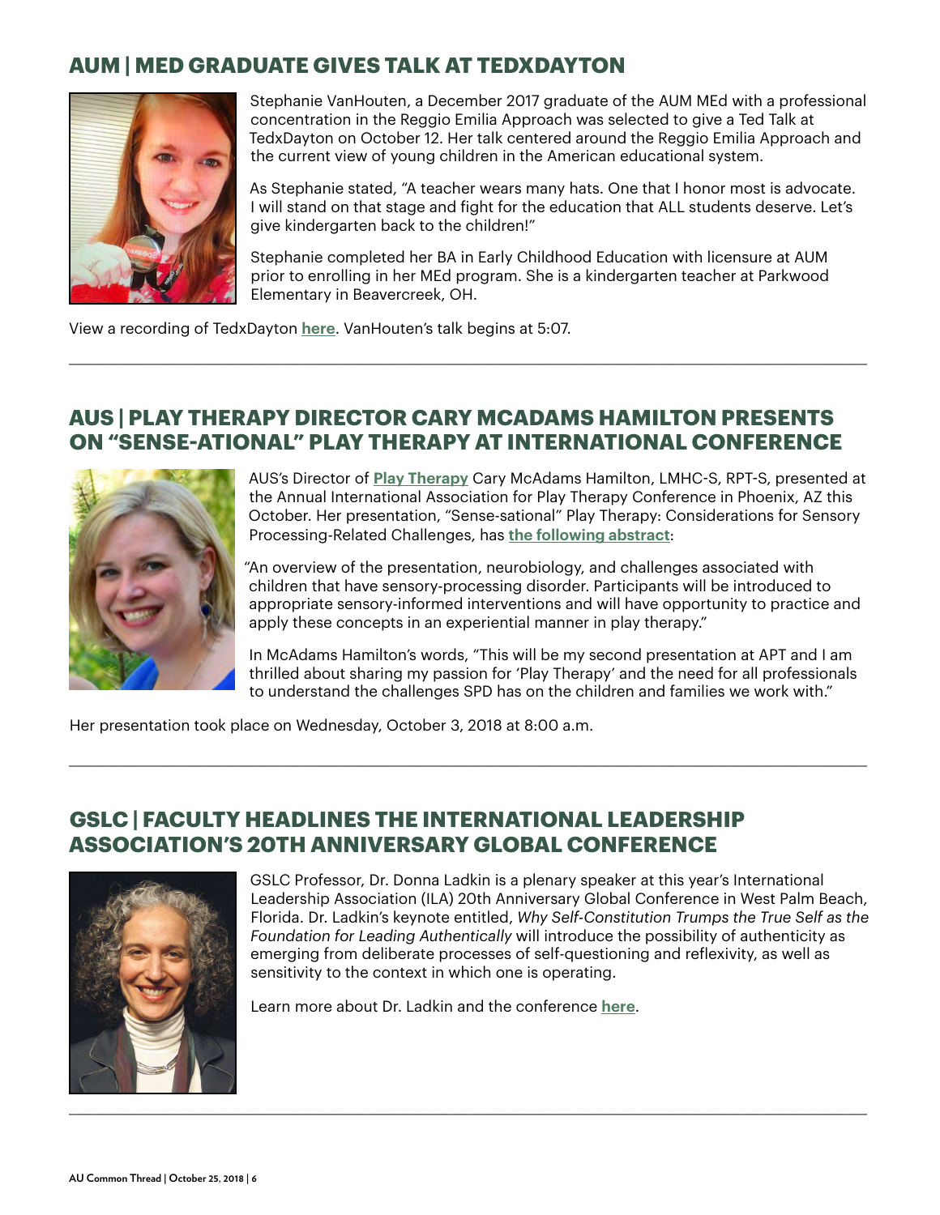## AUM | MED GRADUATE GIVES TALK AT TEDXDAYTON

Stephanie VanHouten, a December 2017 graduate of the AUM MEd with a professional concentration in the Reggio Emilia Approach was selected to give a Ted Talk at TedxDayton on October 12. Her talk centered around the Reggio Emilia Approach and the current view of young children in the American educational system.

As Stephanie stated, "A teacher wears many hats. One that I honor most is advocate. I will stand on that stage and fight for the education that ALL students deserve. Let's give kindergarten back to the children!"

Stephanie completed her BA in Early Childhood Education with licensure at AUM prior to enrolling in her MEd program. She is a kindergarten teacher at Parkwood Elementary in Beavercreek, OH.

View a recording of TedxDayton **here**. VanHouten's talk begins at 5:07.

---

## AUS | PLAY THERAPY DIRECTOR CARY MCADAMS HAMILTON PRESENTS ON "SENSE-ATIONAL" PLAY THERAPY AT INTERNATIONAL CONFERENCE

AUS's Director of **Play Therapy** Cary McAdams Hamilton, LMHC-S, RPT-S, presented at the Annual International Association for Play Therapy Conference in Phoenix, AZ this October. Her presentation, "Sense-sational" Play Therapy: Considerations for Sensory Processing-Related Challenges, has **the following abstract**:

"An overview of the presentation, neurobiology, and challenges associated with children that have sensory-processing disorder. Participants will be introduced to appropriate sensory-informed interventions and will have opportunity to practice and apply these concepts in an experiential manner in play therapy."

In McAdams Hamilton's words, "This will be my second presentation at APT and I am thrilled about sharing my passion for 'Play Therapy' and the need for all professionals to understand the challenges SPD has on the children and families we work with."

Her presentation took place on Wednesday, October 3, 2018 at 8:00 a.m.

---

## GSLC | FACULTY HEADLINES THE INTERNATIONAL LEADERSHIP ASSOCIATION'S 20TH ANNIVERSARY GLOBAL CONFERENCE

GSLC Professor, Dr. Donna Ladkin is a plenary speaker at this year's International Leadership Association (ILA) 20th Anniversary Global Conference in West Palm Beach, Florida. Dr. Ladkin's keynote entitled, *Why Self-Constitution Trumps the True Self as the Foundation for Leading Authentically* will introduce the possibility of authenticity as emerging from deliberate processes of self-questioning and reflexivity, as well as sensitivity to the context in which one is operating.

Learn more about Dr. Ladkin and the conference **here**.

---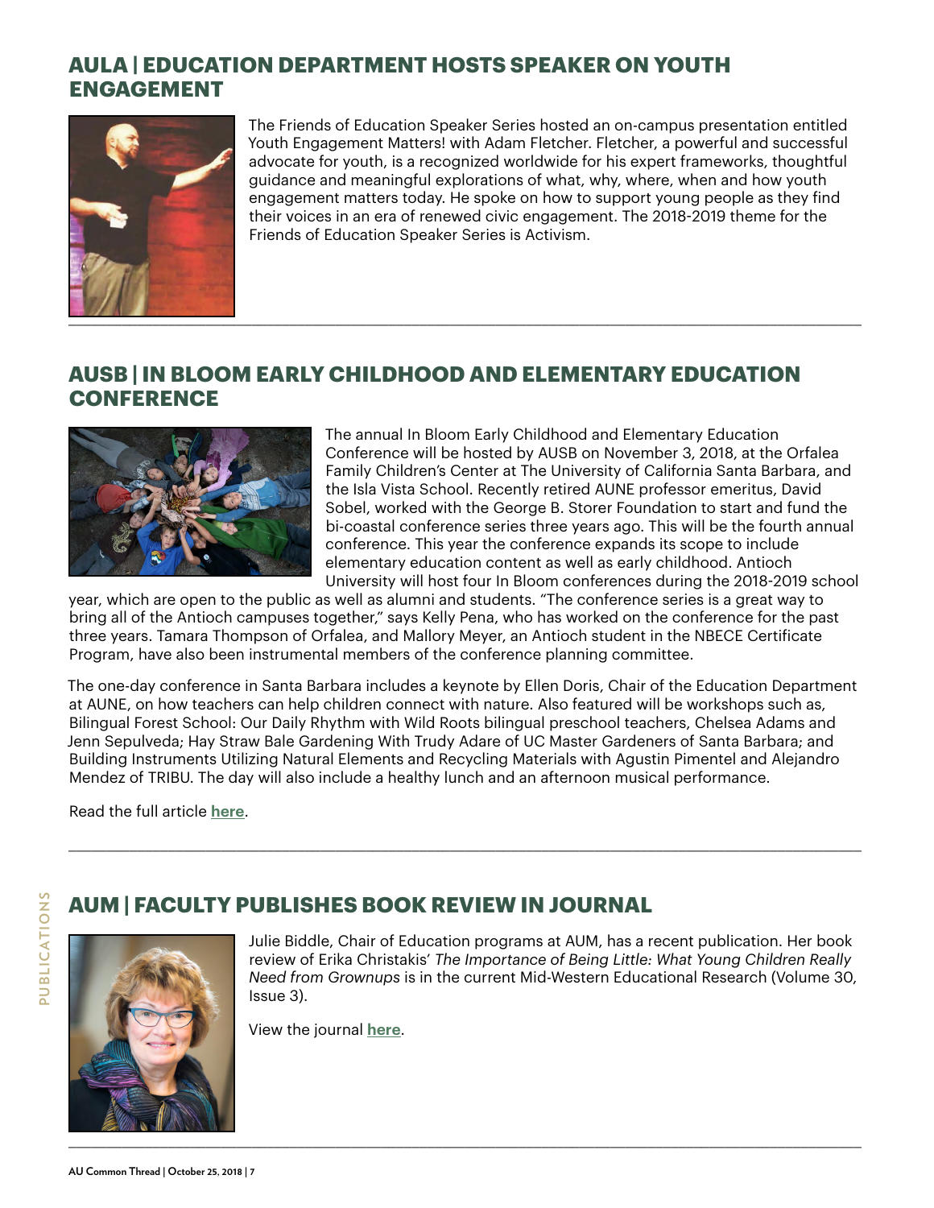## AULA | EDUCATION DEPARTMENT HOSTS SPEAKER ON YOUTH ENGAGEMENT

The Friends of Education Speaker Series hosted an on-campus presentation entitled Youth Engagement Matters! with Adam Fletcher. Fletcher, a powerful and successful advocate for youth, is a recognized worldwide for his expert frameworks, thoughtful guidance and meaningful explorations of what, why, where, when and how youth engagement matters today. He spoke on how to support young people as they find their voices in an era of renewed civic engagement. The 2018-2019 theme for the Friends of Education Speaker Series is Activism.

---

## AUSB | IN BLOOM EARLY CHILDHOOD AND ELEMENTARY EDUCATION CONFERENCE

The annual In Bloom Early Childhood and Elementary Education Conference will be hosted by AUSB on November 3, 2018, at the Orfalea Family Children's Center at The University of California Santa Barbara, and the Isla Vista School. Recently retired AUNE professor emeritus, David Sobel, worked with the George B. Storer Foundation to start and fund the bi-coastal conference series three years ago. This will be the fourth annual conference. This year the conference expands its scope to include elementary education content as well as early childhood. Antioch University will host four In Bloom conferences during the 2018-2019 school year, which are open to the public as well as alumni and students. "The conference series is a great way to bring all of the Antioch campuses together," says Kelly Pena, who has worked on the conference for the past three years. Tamara Thompson of Orfalea, and Mallory Meyer, an Antioch student in the NBECE Certificate Program, have also been instrumental members of the conference planning committee.

The one-day conference in Santa Barbara includes a keynote by Ellen Doris, Chair of the Education Department at AUNE, on how teachers can help children connect with nature. Also featured will be workshops such as, Bilingual Forest School: Our Daily Rhythm with Wild Roots bilingual preschool teachers, Chelsea Adams and Jenn Sepulveda; Hay Straw Bale Gardening With Trudy Adare of UC Master Gardeners of Santa Barbara; and Building Instruments Utilizing Natural Elements and Recycling Materials with Agustin Pimentel and Alejandro Mendez of TRIBU. The day will also include a healthy lunch and an afternoon musical performance.

Read the full article **here**.

---

## AUM | FACULTY PUBLISHES BOOK REVIEW IN JOURNAL

Julie Biddle, Chair of Education programs at AUM, has a recent publication. Her book review of Erika Christakis' *The Importance of Being Little: What Young Children Really Need from Grownups* is in the current Mid-Western Educational Research (Volume 30, Issue 3).

View the journal **here**.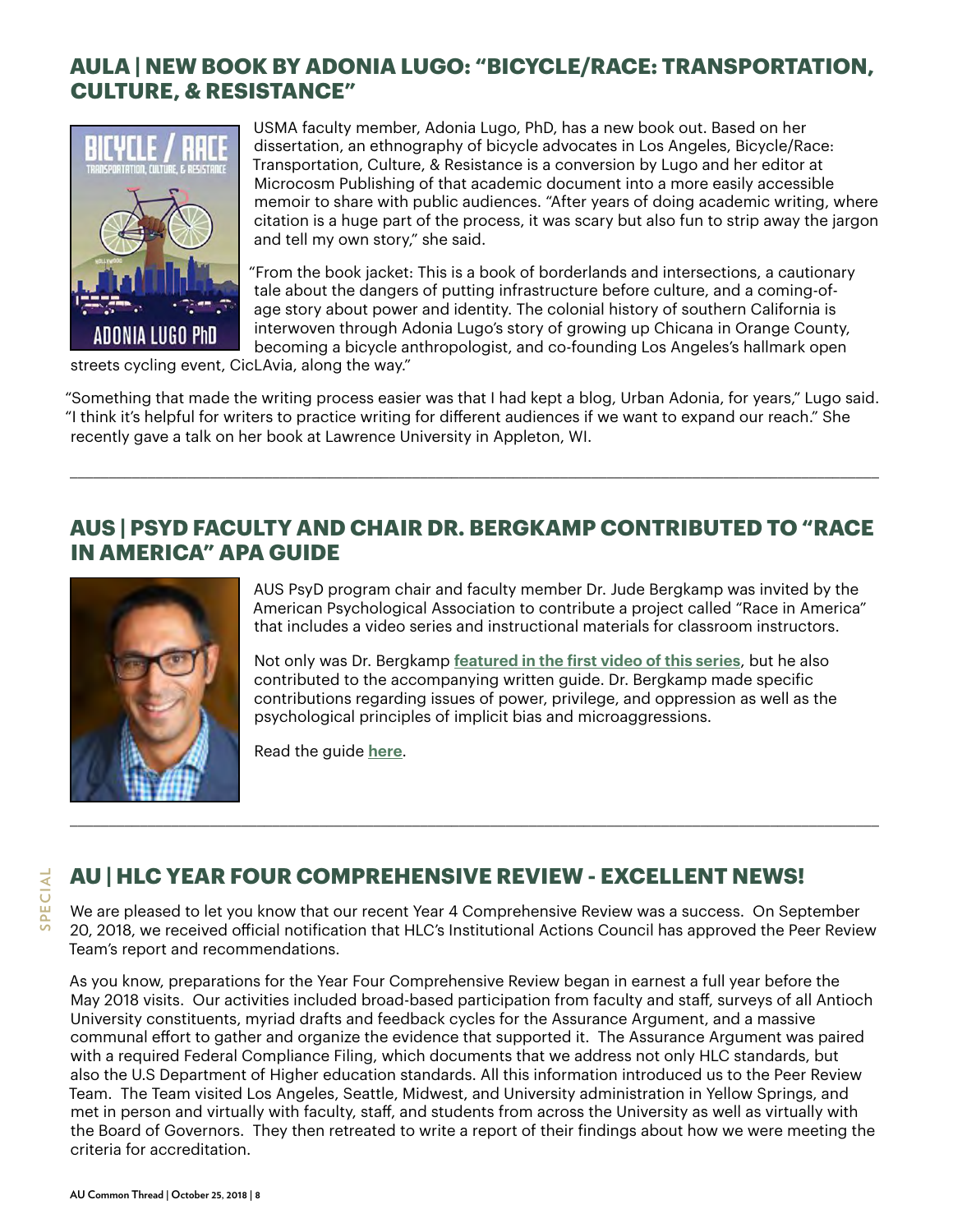## AULA | NEW BOOK BY ADONIA LUGO: "BICYCLE/RACE: TRANSPORTATION, CULTURE, & RESISTANCE"

USMA faculty member, Adonia Lugo, PhD, has a new book out. Based on her dissertation, an ethnography of bicycle advocates in Los Angeles, Bicycle/Race: Transportation, Culture, & Resistance is a conversion by Lugo and her editor at Microcosm Publishing of that academic document into a more easily accessible memoir to share with public audiences. "After years of doing academic writing, where citation is a huge part of the process, it was scary but also fun to strip away the jargon and tell my own story," she said.

"From the book jacket: This is a book of borderlands and intersections, a cautionary tale about the dangers of putting infrastructure before culture, and a coming-of-age story about power and identity. The colonial history of southern California is interwoven through Adonia Lugo's story of growing up Chicana in Orange County, becoming a bicycle anthropologist, and co-founding Los Angeles's hallmark open streets cycling event, CicLAvia, along the way."

"Something that made the writing process easier was that I had kept a blog, Urban Adonia, for years," Lugo said. "I think it's helpful for writers to practice writing for different audiences if we want to expand our reach." She recently gave a talk on her book at Lawrence University in Appleton, WI.

---

## AUS | PSYD FACULTY AND CHAIR DR. BERGKAMP CONTRIBUTED TO "RACE IN AMERICA" APA GUIDE

AUS PsyD program chair and faculty member Dr. Jude Bergkamp was invited by the American Psychological Association to contribute a project called "Race in America" that includes a video series and instructional materials for classroom instructors.

Not only was Dr. Bergkamp **featured in the first video of this series**, but he also contributed to the accompanying written guide. Dr. Bergkamp made specific contributions regarding issues of power, privilege, and oppression as well as the psychological principles of implicit bias and microaggressions.

Read the guide **here**.

---

SPECIAL

## AU | HLC YEAR FOUR COMPREHENSIVE REVIEW - EXCELLENT NEWS!

We are pleased to let you know that our recent Year 4 Comprehensive Review was a success. On September 20, 2018, we received official notification that HLC's Institutional Actions Council has approved the Peer Review Team's report and recommendations.

As you know, preparations for the Year Four Comprehensive Review began in earnest a full year before the May 2018 visits. Our activities included broad-based participation from faculty and staff, surveys of all Antioch University constituents, myriad drafts and feedback cycles for the Assurance Argument, and a massive communal effort to gather and organize the evidence that supported it. The Assurance Argument was paired with a required Federal Compliance Filing, which documents that we address not only HLC standards, but also the U.S Department of Higher education standards. All this information introduced us to the Peer Review Team. The Team visited Los Angeles, Seattle, Midwest, and University administration in Yellow Springs, and met in person and virtually with faculty, staff, and students from across the University as well as virtually with the Board of Governors. They then retreated to write a report of their findings about how we were meeting the criteria for accreditation.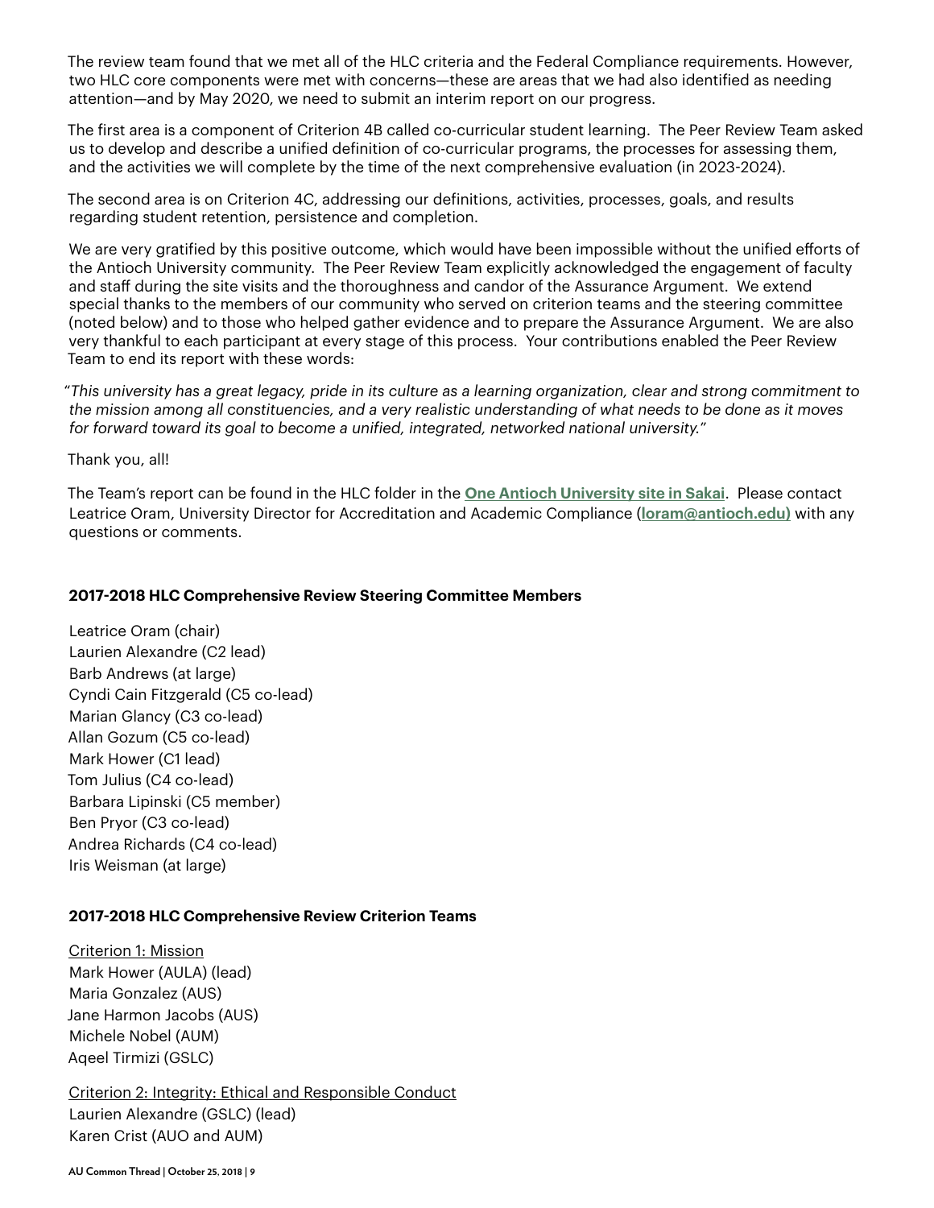The review team found that we met all of the HLC criteria and the Federal Compliance requirements. However, two HLC core components were met with concerns—these are areas that we had also identified as needing attention—and by May 2020, we need to submit an interim report on our progress.

The first area is a component of Criterion 4B called co-curricular student learning. The Peer Review Team asked us to develop and describe a unified definition of co-curricular programs, the processes for assessing them, and the activities we will complete by the time of the next comprehensive evaluation (in 2023-2024).

The second area is on Criterion 4C, addressing our definitions, activities, processes, goals, and results regarding student retention, persistence and completion.

We are very gratified by this positive outcome, which would have been impossible without the unified efforts of the Antioch University community. The Peer Review Team explicitly acknowledged the engagement of faculty and staff during the site visits and the thoroughness and candor of the Assurance Argument. We extend special thanks to the members of our community who served on criterion teams and the steering committee (noted below) and to those who helped gather evidence and to prepare the Assurance Argument. We are also very thankful to each participant at every stage of this process. Your contributions enabled the Peer Review Team to end its report with these words:

"*This university has a great legacy, pride in its culture as a learning organization, clear and strong commitment to the mission among all constituencies, and a very realistic understanding of what needs to be done as it moves for forward toward its goal to become a unified, integrated, networked national university.*"

Thank you, all!

The Team's report can be found in the HLC folder in the **One Antioch University site in Sakai**. Please contact Leatrice Oram, University Director for Accreditation and Academic Compliance (**loram@antioch.edu)** with any questions or comments.

**2017-2018 HLC Comprehensive Review Steering Committee Members**

Leatrice Oram (chair)
Laurien Alexandre (C2 lead)
Barb Andrews (at large)
Cyndi Cain Fitzgerald (C5 co-lead)
Marian Glancy (C3 co-lead)
Allan Gozum (C5 co-lead)
Mark Hower (C1 lead)
Tom Julius (C4 co-lead)
Barbara Lipinski (C5 member)
Ben Pryor (C3 co-lead)
Andrea Richards (C4 co-lead)
Iris Weisman (at large)

**2017-2018 HLC Comprehensive Review Criterion Teams**

Criterion 1: Mission
Mark Hower (AULA) (lead)
Maria Gonzalez (AUS)
Jane Harmon Jacobs (AUS)
Michele Nobel (AUM)
Aqeel Tirmizi (GSLC)

Criterion 2: Integrity: Ethical and Responsible Conduct
Laurien Alexandre (GSLC) (lead)
Karen Crist (AUO and AUM)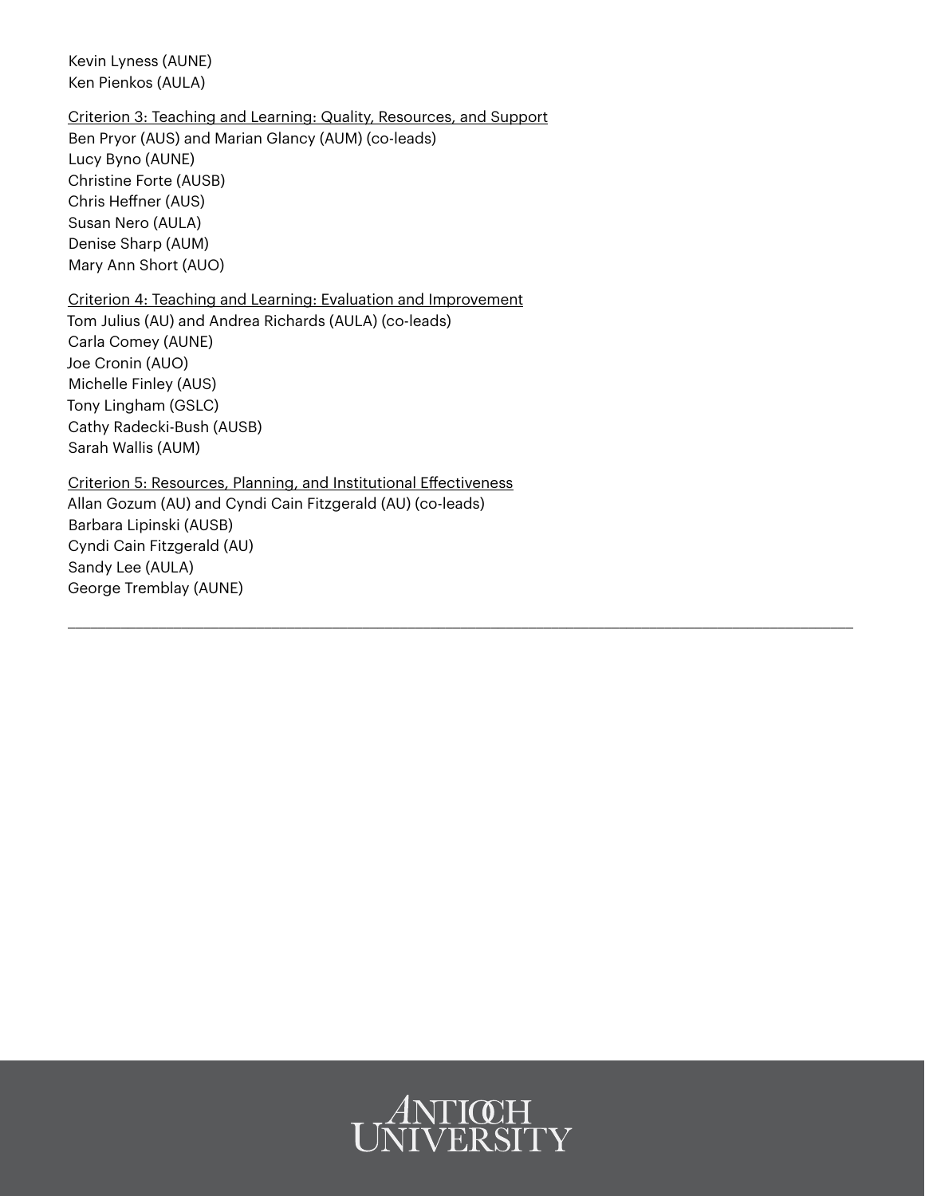Kevin Lyness (AUNE)
Ken Pienkos (AULA)

Criterion 3: Teaching and Learning: Quality, Resources, and Support
Ben Pryor (AUS) and Marian Glancy (AUM) (co-leads)
Lucy Byno (AUNE)
Christine Forte (AUSB)
Chris Heffner (AUS)
Susan Nero (AULA)
Denise Sharp (AUM)
Mary Ann Short (AUO)

Criterion 4: Teaching and Learning: Evaluation and Improvement
Tom Julius (AU) and Andrea Richards (AULA) (co-leads)
Carla Comey (AUNE)
Joe Cronin (AUO)
Michelle Finley (AUS)
Tony Lingham (GSLC)
Cathy Radecki-Bush (AUSB)
Sarah Wallis (AUM)

Criterion 5: Resources, Planning, and Institutional Effectiveness
Allan Gozum (AU) and Cyndi Cain Fitzgerald (AU) (co-leads)
Barbara Lipinski (AUSB)
Cyndi Cain Fitzgerald (AU)
Sandy Lee (AULA)
George Tremblay (AUNE)

---

ANTIOCH UNIVERSITY